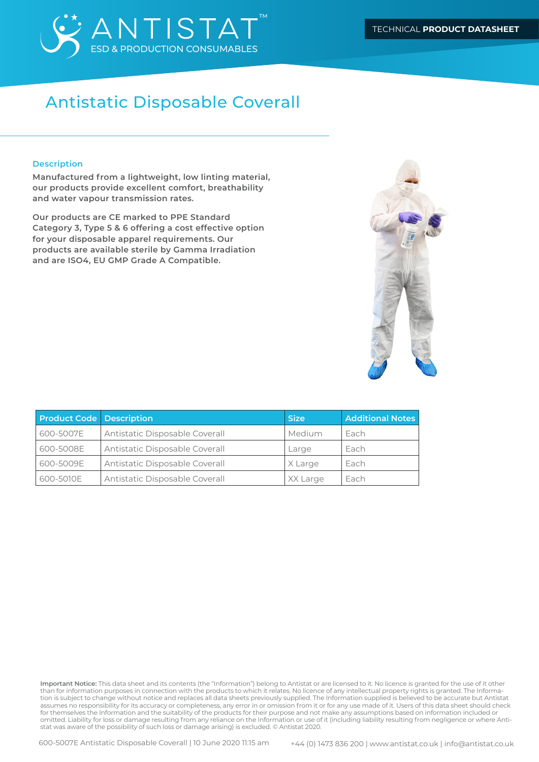ANTISTAT™ ESD & PRODUCTION CONSUMABLES

TECHNICAL **PRODUCT DATASHEET**

# Antistatic Disposable Coverall

## Description

**Manufactured from a lightweight, low linting material, our products provide excellent comfort, breathability and water vapour transmission rates.**

**Our products are CE marked to PPE Standard Category 3, Type 5 & 6 offering a cost effective option for your disposable apparel requirements. Our products are available sterile by Gamma Irradiation and are ISO4, EU GMP Grade A Compatible.**

| Product Code | Description | Size | Additional Notes |
| --- | --- | --- | --- |
| 600-5007E | Antistatic Disposable Coverall | Medium | Each |
| 600-5008E | Antistatic Disposable Coverall | Large | Each |
| 600-5009E | Antistatic Disposable Coverall | X Large | Each |
| 600-5010E | Antistatic Disposable Coverall | XX Large | Each |

**Important Notice:** This data sheet and its contents (the "Information") belong to Antistat or are licensed to it. No licence is granted for the use of it other than for information purposes in connection with the products to which it relates. No licence of any intellectual property rights is granted. The Information is subject to change without notice and replaces all data sheets previously supplied. The Information supplied is believed to be accurate but Antistat assumes no responsibility for its accuracy or completeness, any error in or omission from it or for any use made of it. Users of this data sheet should check for themselves the Information and the suitability of the products for their purpose and not make any assumptions based on information included or omitted. Liability for loss or damage resulting from any reliance on the Information or use of it (including liability resulting from negligence or where Antistat was aware of the possibility of such loss or damage arising) is excluded. © Antistat 2020.

600-5007E Antistatic Disposable Coverall | 10 June 2020 11:15 am

+44 (0) 1473 836 200 | www.antistat.co.uk | info@antistat.co.uk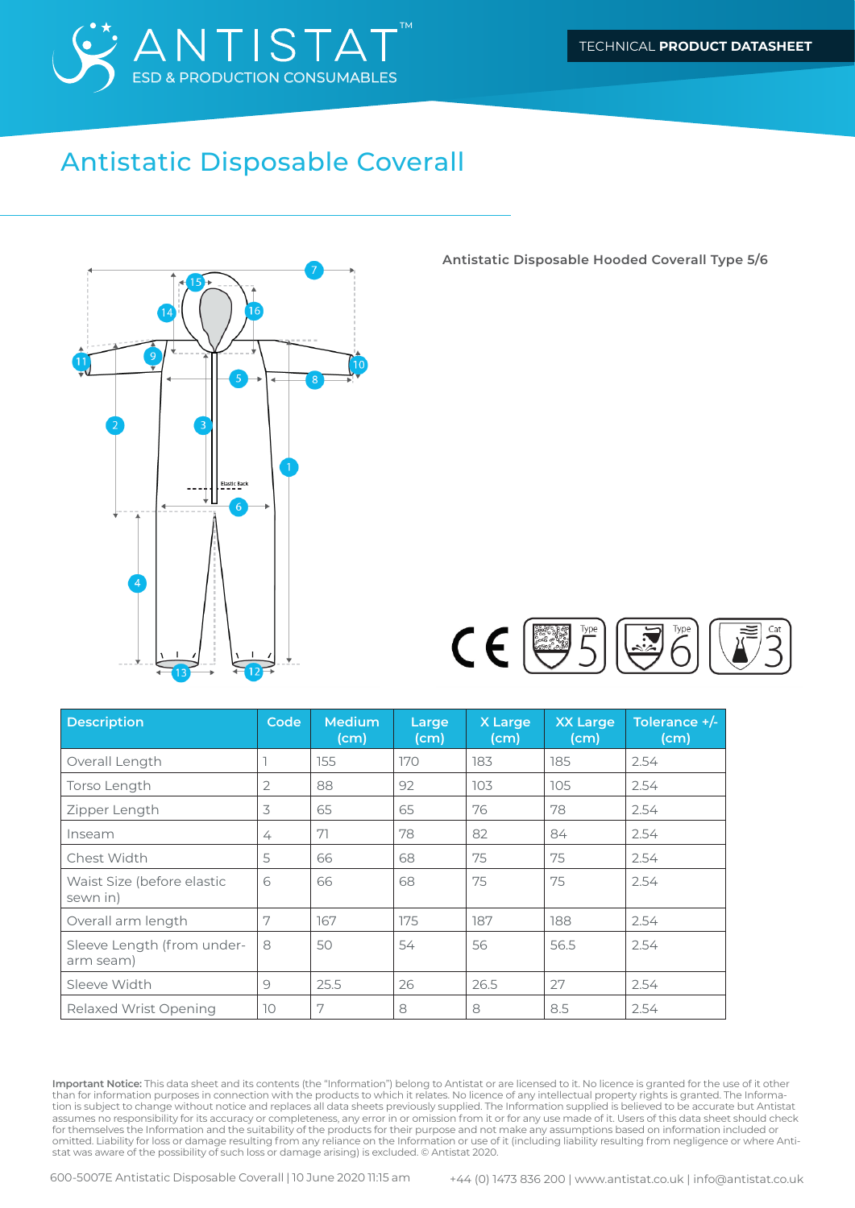# Antistatic Disposable Coverall

Antistatic Disposable Hooded Coverall Type 5/6

| Description | Code | Medium (cm) | Large (cm) | X Large (cm) | XX Large (cm) | Tolerance +/- (cm) |
|---|---|---|---|---|---|---|
| Overall Length | 1 | 155 | 170 | 183 | 185 | 2.54 |
| Torso Length | 2 | 88 | 92 | 103 | 105 | 2.54 |
| Zipper Length | 3 | 65 | 65 | 76 | 78 | 2.54 |
| Inseam | 4 | 71 | 78 | 82 | 84 | 2.54 |
| Chest Width | 5 | 66 | 68 | 75 | 75 | 2.54 |
| Waist Size (before elastic sewn in) | 6 | 66 | 68 | 75 | 75 | 2.54 |
| Overall arm length | 7 | 167 | 175 | 187 | 188 | 2.54 |
| Sleeve Length (from under-arm seam) | 8 | 50 | 54 | 56 | 56.5 | 2.54 |
| Sleeve Width | 9 | 25.5 | 26 | 26.5 | 27 | 2.54 |
| Relaxed Wrist Opening | 10 | 7 | 8 | 8 | 8.5 | 2.54 |

**Important Notice:** This data sheet and its contents (the "Information") belong to Antistat or are licensed to it. No licence is granted for the use of it other than for information purposes in connection with the products to which it relates. No licence of any intellectual property rights is granted. The Information is subject to change without notice and replaces all data sheets previously supplied. The Information supplied is believed to be accurate but Antistat assumes no responsibility for its accuracy or completeness, any error in or omission from it or for any use made of it. Users of this data sheet should check for themselves the Information and the suitability of the products for their purpose and not make any assumptions based on information included or omitted. Liability for loss or damage resulting from any reliance on the Information or use of it (including liability resulting from negligence or where Antistat was aware of the possibility of such loss or damage arising) is excluded. © Antistat 2020.

600-5007E Antistatic Disposable Coverall | 10 June 2020 11:15 am    +44 (0) 1473 836 200 | www.antistat.co.uk | info@antistat.co.uk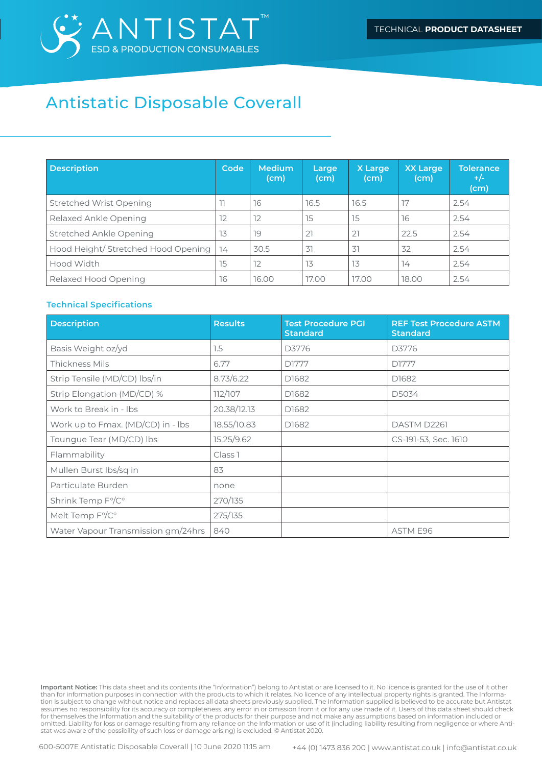# Antistatic Disposable Coverall

| Description | Code | Medium (cm) | Large (cm) | X Large (cm) | XX Large (cm) | Tolerance +/- (cm) |
|---|---|---|---|---|---|---|
| Stretched Wrist Opening | 11 | 16 | 16.5 | 16.5 | 17 | 2.54 |
| Relaxed Ankle Opening | 12 | 12 | 15 | 15 | 16 | 2.54 |
| Stretched Ankle Opening | 13 | 19 | 21 | 21 | 22.5 | 2.54 |
| Hood Height/ Stretched Hood Opening | 14 | 30.5 | 31 | 31 | 32 | 2.54 |
| Hood Width | 15 | 12 | 13 | 13 | 14 | 2.54 |
| Relaxed Hood Opening | 16 | 16.00 | 17.00 | 17.00 | 18.00 | 2.54 |

### Technical Specifications

| Description | Results | Test Procedure PGI Standard | REF Test Procedure ASTM Standard |
|---|---|---|---|
| Basis Weight oz/yd | 1.5 | D3776 | D3776 |
| Thickness Mils | 6.77 | D1777 | D1777 |
| Strip Tensile (MD/CD) lbs/in | 8.73/6.22 | D1682 | D1682 |
| Strip Elongation (MD/CD) % | 112/107 | D1682 | D5034 |
| Work to Break in - lbs | 20.38/12.13 | D1682 | |
| Work up to Fmax. (MD/CD) in - lbs | 18.55/10.83 | D1682 | DASTM D2261 |
| Toungue Tear (MD/CD) lbs | 15.25/9.62 | | CS-191-53, Sec. 1610 |
| Flammability | Class 1 | | |
| Mullen Burst lbs/sq in | 83 | | |
| Particulate Burden | none | | |
| Shrink Temp F°/C° | 270/135 | | |
| Melt Temp F°/C° | 275/135 | | |
| Water Vapour Transmission gm/24hrs | 840 | | ASTM E96 |

**Important Notice:** This data sheet and its contents (the "Information") belong to Antistat or are licensed to it. No licence is granted for the use of it other than for information purposes in connection with the products to which it relates. No licence of any intellectual property rights is granted. The Information is subject to change without notice and replaces all data sheets previously supplied. The Information supplied is believed to be accurate but Antistat assumes no responsibility for its accuracy or completeness, any error in or omission from it or for any use made of it. Users of this data sheet should check for themselves the Information and the suitability of the products for their purpose and not make any assumptions based on information included or omitted. Liability for loss or damage resulting from any reliance on the Information or use of it (including liability resulting from negligence or where Antistat was aware of the possibility of such loss or damage arising) is excluded. © Antistat 2020.

600-5007E Antistatic Disposable Coverall | 10 June 2020 11:15 am    +44 (0) 1473 836 200 | www.antistat.co.uk | info@antistat.co.uk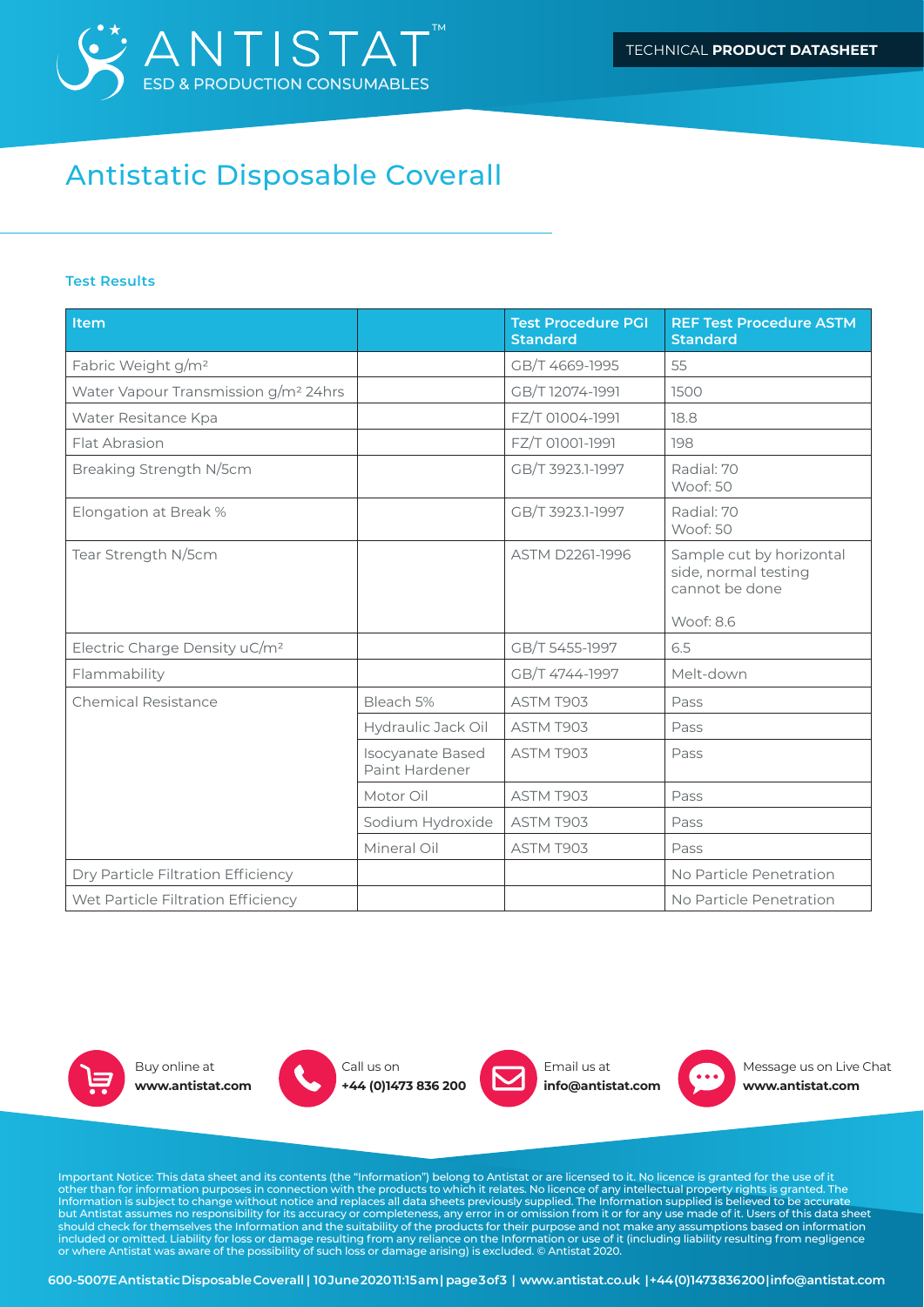# Antistatic Disposable Coverall

### Test Results

| Item | | Test Procedure PGI Standard | REF Test Procedure ASTM Standard |
|---|---|---|---|
| Fabric Weight g/m² | | GB/T 4669-1995 | 55 |
| Water Vapour Transmission g/m² 24hrs | | GB/T 12074-1991 | 1500 |
| Water Resitance Kpa | | FZ/T 01004-1991 | 18.8 |
| Flat Abrasion | | FZ/T 01001-1991 | 198 |
| Breaking Strength N/5cm | | GB/T 3923.1-1997 | Radial: 70<br>Woof: 50 |
| Elongation at Break % | | GB/T 3923.1-1997 | Radial: 70<br>Woof: 50 |
| Tear Strength N/5cm | | ASTM D2261-1996 | Sample cut by horizontal side, normal testing cannot be done<br><br>Woof: 8.6 |
| Electric Charge Density uC/m² | | GB/T 5455-1997 | 6.5 |
| Flammability | | GB/T 4744-1997 | Melt-down |
| Chemical Resistance | Bleach 5% | ASTM T903 | Pass |
| | Hydraulic Jack Oil | ASTM T903 | Pass |
| | Isocyanate Based Paint Hardener | ASTM T903 | Pass |
| | Motor Oil | ASTM T903 | Pass |
| | Sodium Hydroxide | ASTM T903 | Pass |
| | Mineral Oil | ASTM T903 | Pass |
| Dry Particle Filtration Efficiency | | | No Particle Penetration |
| Wet Particle Filtration Efficiency | | | No Particle Penetration |

Buy online at **www.antistat.com**

Call us on **+44 (0)1473 836 200**

Email us at **info@antistat.com**

Message us on Live Chat **www.antistat.com**

Important Notice: This data sheet and its contents (the "Information") belong to Antistat or are licensed to it. No licence is granted for the use of it other than for information purposes in connection with the products to which it relates. No licence of any intellectual property rights is granted. The Information is subject to change without notice and replaces all data sheets previously supplied. The Information supplied is believed to be accurate but Antistat assumes no responsibility for its accuracy or completeness, any error in or omission from it or for any use made of it. Users of this data sheet should check for themselves the Information and the suitability of the products for their purpose and not make any assumptions based on information included or omitted. Liability for loss or damage resulting from any reliance on the Information or use of it (including liability resulting from negligence or where Antistat was aware of the possibility of such loss or damage arising) is excluded. © Antistat 2020.